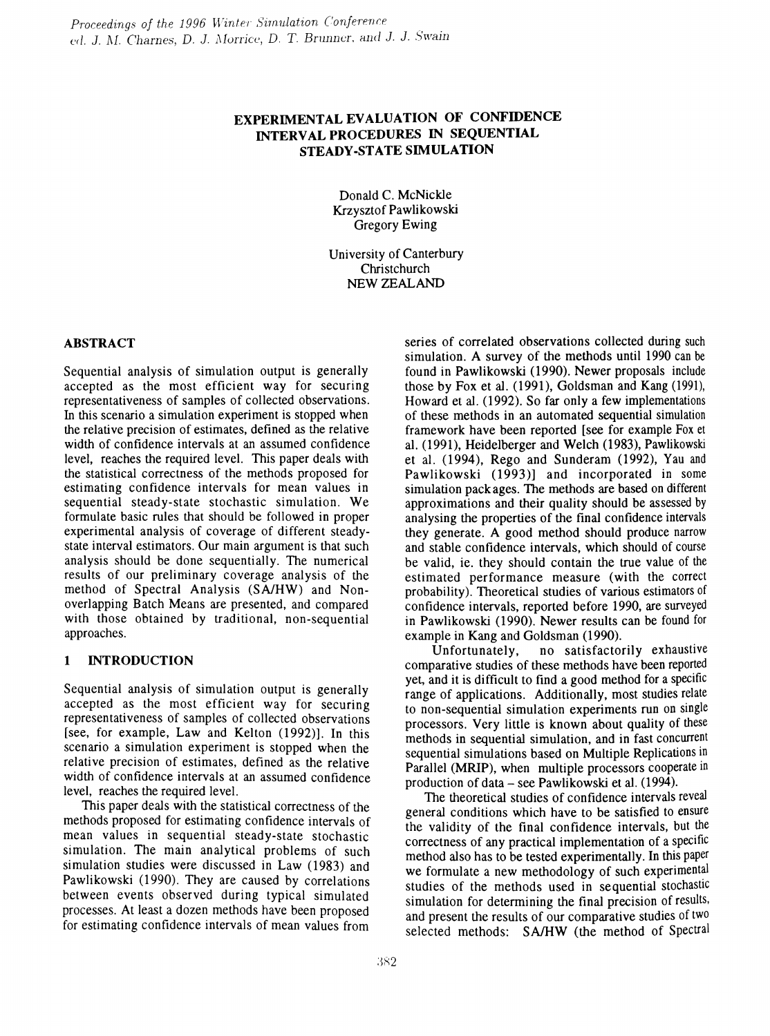# EXPERIMENTAL EVALUATION OF CONFIDENCE INTERVAL PROCEDURES IN SEQUENTIAL STEADY-STATE SIMULATION

Donald C. McNickle
Krzysztof Pawlikowski
Gregory Ewing

University of Canterbury
Christchurch
NEW ZEALAND

## ABSTRACT

Sequential analysis of simulation output is generally accepted as the most efficient way for securing representativeness of samples of collected observations. In this scenario a simulation experiment is stopped when the relative precision of estimates, defined as the relative width of confidence intervals at an assumed confidence level, reaches the required level. This paper deals with the statistical correctness of the methods proposed for estimating confidence intervals for mean values in sequential steady-state stochastic simulation. We formulate basic rules that should be followed in proper experimental analysis of coverage of different steady-state interval estimators. Our main argument is that such analysis should be done sequentially. The numerical results of our preliminary coverage analysis of the method of Spectral Analysis (SA/HW) and Non-overlapping Batch Means are presented, and compared with those obtained by traditional, non-sequential approaches.

## 1 INTRODUCTION

Sequential analysis of simulation output is generally accepted as the most efficient way for securing representativeness of samples of collected observations [see, for example, Law and Kelton (1992)]. In this scenario a simulation experiment is stopped when the relative precision of estimates, defined as the relative width of confidence intervals at an assumed confidence level, reaches the required level.

This paper deals with the statistical correctness of the methods proposed for estimating confidence intervals of mean values in sequential steady-state stochastic simulation. The main analytical problems of such simulation studies were discussed in Law (1983) and Pawlikowski (1990). They are caused by correlations between events observed during typical simulated processes. At least a dozen methods have been proposed for estimating confidence intervals of mean values from series of correlated observations collected during such simulation. A survey of the methods until 1990 can be found in Pawlikowski (1990). Newer proposals include those by Fox et al. (1991), Goldsman and Kang (1991), Howard et al. (1992). So far only a few implementations of these methods in an automated sequential simulation framework have been reported [see for example Fox et al. (1991), Heidelberger and Welch (1983), Pawlikowski et al. (1994), Rego and Sunderam (1992), Yau and Pawlikowski (1993)] and incorporated in some simulation packages. The methods are based on different approximations and their quality should be assessed by analysing the properties of the final confidence intervals they generate. A good method should produce narrow and stable confidence intervals, which should of course be valid, ie. they should contain the true value of the estimated performance measure (with the correct probability). Theoretical studies of various estimators of confidence intervals, reported before 1990, are surveyed in Pawlikowski (1990). Newer results can be found for example in Kang and Goldsman (1990).

Unfortunately, no satisfactorily exhaustive comparative studies of these methods have been reported yet, and it is difficult to find a good method for a specific range of applications. Additionally, most studies relate to non-sequential simulation experiments run on single processors. Very little is known about quality of these methods in sequential simulation, and in fast concurrent sequential simulations based on Multiple Replications in Parallel (MRIP), when multiple processors cooperate in production of data – see Pawlikowski et al. (1994).

The theoretical studies of confidence intervals reveal general conditions which have to be satisfied to ensure the validity of the final confidence intervals, but the correctness of any practical implementation of a specific method also has to be tested experimentally. In this paper we formulate a new methodology of such experimental studies of the methods used in sequential stochastic simulation for determining the final precision of results, and present the results of our comparative studies of two selected methods: SA/HW (the method of Spectral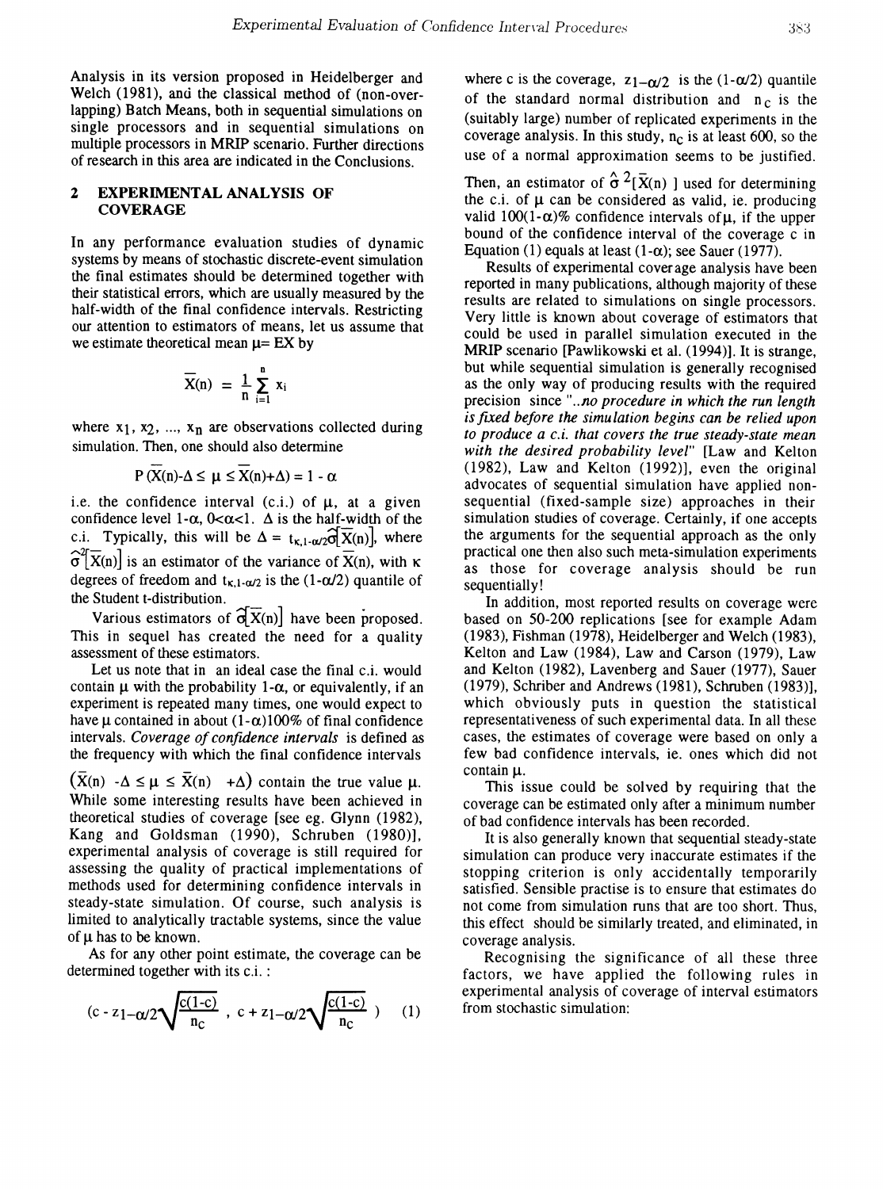Analysis in its version proposed in Heidelberger and Welch (1981), and the classical method of (non-overlapping) Batch Means, both in sequential simulations on single processors and in sequential simulations on multiple processors in MRIP scenario. Further directions of research in this area are indicated in the Conclusions.

## 2 EXPERIMENTAL ANALYSIS OF COVERAGE

In any performance evaluation studies of dynamic systems by means of stochastic discrete-event simulation the final estimates should be determined together with their statistical errors, which are usually measured by the half-width of the final confidence intervals. Restricting our attention to estimators of means, let us assume that we estimate theoretical mean $\mu = EX$ by

$$\overline{X}(n) = \frac{1}{n}\sum_{i=1}^{n} x_i$$

where $x_1, x_2, \ldots, x_n$ are observations collected during simulation. Then, one should also determine

$$P(\overline{X}(n) - \Delta \leq \mu \leq \overline{X}(n) + \Delta) = 1 - \alpha$$

i.e. the confidence interval (c.i.) of $\mu$, at a given confidence level $1-\alpha$, $0<\alpha<1$. $\Delta$ is the half-width of the c.i. Typically, this will be $\Delta = t_{\kappa,1-\alpha/2}\hat{\sigma}[\overline{X}(n)]$, where $\hat{\sigma}^2[\overline{X}(n)]$ is an estimator of the variance of $\overline{X}(n)$, with $\kappa$ degrees of freedom and $t_{\kappa,1-\alpha/2}$ is the $(1-\alpha/2)$ quantile of the Student t-distribution.

Various estimators of $\hat{\sigma}[\overline{X}(n)]$ have been proposed. This in sequel has created the need for a quality assessment of these estimators.

Let us note that in an ideal case the final c.i. would contain $\mu$ with the probability $1-\alpha$, or equivalently, if an experiment is repeated many times, one would expect to have $\mu$ contained in about $(1-\alpha)100\%$ of final confidence intervals. *Coverage of confidence intervals* is defined as the frequency with which the final confidence intervals $(\overline{X}(n) - \Delta \leq \mu \leq \overline{X}(n) + \Delta)$ contain the true value $\mu$. While some interesting results have been achieved in theoretical studies of coverage [see eg. Glynn (1982), Kang and Goldsman (1990), Schruben (1980)], experimental analysis of coverage is still required for assessing the quality of practical implementations of methods used for determining confidence intervals in steady-state simulation. Of course, such analysis is limited to analytically tractable systems, since the value of $\mu$ has to be known.

As for any other point estimate, the coverage can be determined together with its c.i. :

$$\left(c - z_{1-\alpha/2}\sqrt{\frac{c(1-c)}{n_c}}\ ,\ c + z_{1-\alpha/2}\sqrt{\frac{c(1-c)}{n_c}}\right) \quad (1)$$

where c is the coverage, $z_{1-\alpha/2}$ is the $(1-\alpha/2)$ quantile of the standard normal distribution and $n_c$ is the (suitably large) number of replicated experiments in the coverage analysis. In this study, $n_c$ is at least 600, so the use of a normal approximation seems to be justified.

Then, an estimator of $\hat{\sigma}^2[\overline{X}(n)]$ used for determining the c.i. of $\mu$ can be considered as valid, ie. producing valid $100(1-\alpha)\%$ confidence intervals of $\mu$, if the upper bound of the confidence interval of the coverage c in Equation (1) equals at least $(1-\alpha)$; see Sauer (1977).

Results of experimental coverage analysis have been reported in many publications, although majority of these results are related to simulations on single processors. Very little is known about coverage of estimators that could be used in parallel simulation executed in the MRIP scenario [Pawlikowski et al. (1994)]. It is strange, but while sequential simulation is generally recognised as the only way of producing results with the required precision since "*..no procedure in which the run length is fixed before the simulation begins can be relied upon to produce a c.i. that covers the true steady-state mean with the desired probability level*" [Law and Kelton (1982), Law and Kelton (1992)], even the original advocates of sequential simulation have applied non-sequential (fixed-sample size) approaches in their simulation studies of coverage. Certainly, if one accepts the arguments for the sequential approach as the only practical one then also such meta-simulation experiments as those for coverage analysis should be run sequentially!

In addition, most reported results on coverage were based on 50-200 replications [see for example Adam (1983), Fishman (1978), Heidelberger and Welch (1983), Kelton and Law (1984), Law and Carson (1979), Law and Kelton (1982), Lavenberg and Sauer (1977), Sauer (1979), Schriber and Andrews (1981), Schruben (1983)], which obviously puts in question the statistical representativeness of such experimental data. In all these cases, the estimates of coverage were based on only a few bad confidence intervals, ie. ones which did not contain $\mu$.

This issue could be solved by requiring that the coverage can be estimated only after a minimum number of bad confidence intervals has been recorded.

It is also generally known that sequential steady-state simulation can produce very inaccurate estimates if the stopping criterion is only accidentally temporarily satisfied. Sensible practise is to ensure that estimates do not come from simulation runs that are too short. Thus, this effect should be similarly treated, and eliminated, in coverage analysis.

Recognising the significance of all these three factors, we have applied the following rules in experimental analysis of coverage of interval estimators from stochastic simulation: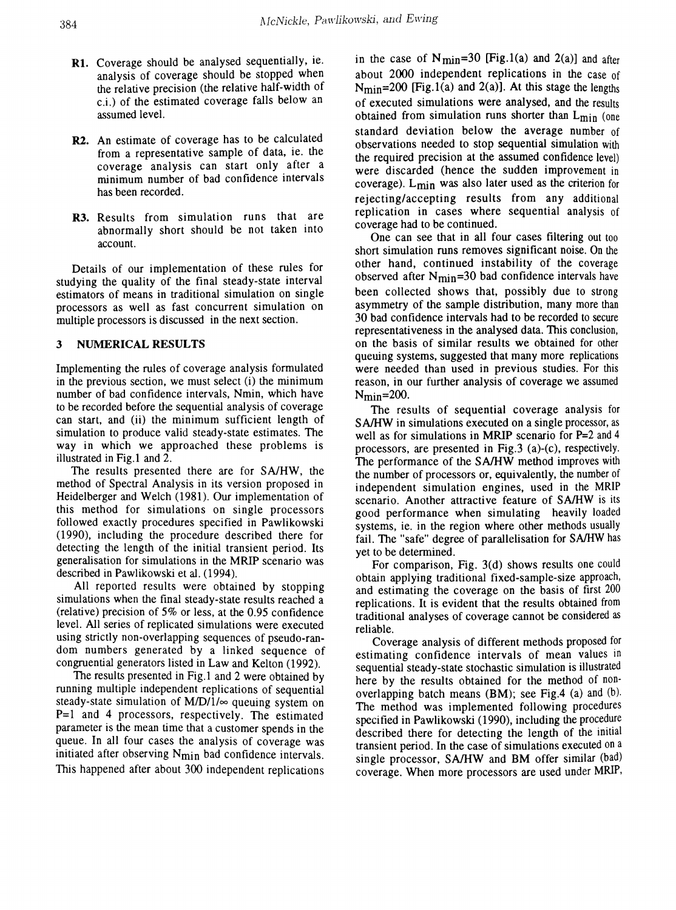**R1.** Coverage should be analysed sequentially, ie. analysis of coverage should be stopped when the relative precision (the relative half-width of c.i.) of the estimated coverage falls below an assumed level.

**R2.** An estimate of coverage has to be calculated from a representative sample of data, ie. the coverage analysis can start only after a minimum number of bad confidence intervals has been recorded.

**R3.** Results from simulation runs that are abnormally short should be not taken into account.

Details of our implementation of these rules for studying the quality of the final steady-state interval estimators of means in traditional simulation on single processors as well as fast concurrent simulation on multiple processors is discussed in the next section.

## 3 NUMERICAL RESULTS

Implementing the rules of coverage analysis formulated in the previous section, we must select (i) the minimum number of bad confidence intervals, Nmin, which have to be recorded before the sequential analysis of coverage can start, and (ii) the minimum sufficient length of simulation to produce valid steady-state estimates. The way in which we approached these problems is illustrated in Fig.1 and 2.

The results presented there are for SA/HW, the method of Spectral Analysis in its version proposed in Heidelberger and Welch (1981). Our implementation of this method for simulations on single processors followed exactly procedures specified in Pawlikowski (1990), including the procedure described there for detecting the length of the initial transient period. Its generalisation for simulations in the MRIP scenario was described in Pawlikowski et al. (1994).

All reported results were obtained by stopping simulations when the final steady-state results reached a (relative) precision of 5% or less, at the 0.95 confidence level. All series of replicated simulations were executed using strictly non-overlapping sequences of pseudo-random numbers generated by a linked sequence of congruential generators listed in Law and Kelton (1992).

The results presented in Fig.1 and 2 were obtained by running multiple independent replications of sequential steady-state simulation of $M/D/1/\infty$ queuing system on P=1 and 4 processors, respectively. The estimated parameter is the mean time that a customer spends in the queue. In all four cases the analysis of coverage was initiated after observing $N_{min}$ bad confidence intervals. This happened after about 300 independent replications in the case of $N_{min}$=30 [Fig.1(a) and 2(a)] and after about 2000 independent replications in the case of $N_{min}$=200 [Fig.1(a) and 2(a)]. At this stage the lengths of executed simulations were analysed, and the results obtained from simulation runs shorter than $L_{min}$ (one standard deviation below the average number of observations needed to stop sequential simulation with the required precision at the assumed confidence level) were discarded (hence the sudden improvement in coverage). $L_{min}$ was also later used as the criterion for rejecting/accepting results from any additional replication in cases where sequential analysis of coverage had to be continued.

One can see that in all four cases filtering out too short simulation runs removes significant noise. On the other hand, continued instability of the coverage observed after $N_{min}$=30 bad confidence intervals have been collected shows that, possibly due to strong asymmetry of the sample distribution, many more than 30 bad confidence intervals had to be recorded to secure representativeness in the analysed data. This conclusion, on the basis of similar results we obtained for other queuing systems, suggested that many more replications were needed than used in previous studies. For this reason, in our further analysis of coverage we assumed $N_{min}$=200.

The results of sequential coverage analysis for SA/HW in simulations executed on a single processor, as well as for simulations in MRIP scenario for P=2 and 4 processors, are presented in Fig.3 (a)-(c), respectively. The performance of the SA/HW method improves with the number of processors or, equivalently, the number of independent simulation engines, used in the MRIP scenario. Another attractive feature of SA/HW is its good performance when simulating heavily loaded systems, ie. in the region where other methods usually fail. The "safe" degree of parallelisation for SA/HW has yet to be determined.

For comparison, Fig. 3(d) shows results one could obtain applying traditional fixed-sample-size approach, and estimating the coverage on the basis of first 200 replications. It is evident that the results obtained from traditional analyses of coverage cannot be considered as reliable.

Coverage analysis of different methods proposed for estimating confidence intervals of mean values in sequential steady-state stochastic simulation is illustrated here by the results obtained for the method of non-overlapping batch means (BM); see Fig.4 (a) and (b). The method was implemented following procedures specified in Pawlikowski (1990), including the procedure described there for detecting the length of the initial transient period. In the case of simulations executed on a single processor, SA/HW and BM offer similar (bad) coverage. When more processors are used under MRIP,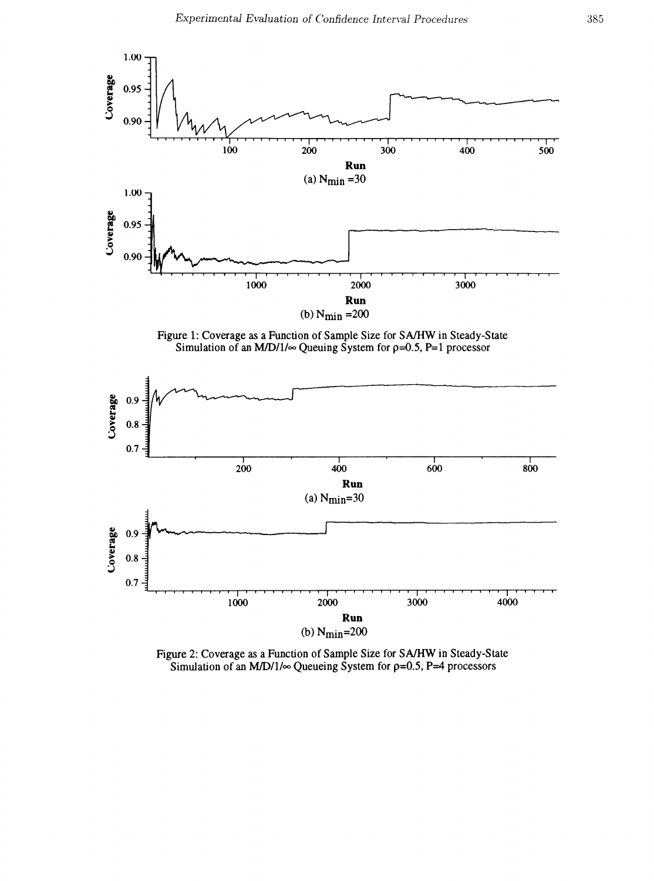Coverage

1.00

0.95

0.90

100 200 300 400 500

Run

(a) $N_{min}$ =30

Coverage

1.00

0.95

0.90

1000 2000 3000

Run

(b) $N_{min}$ =200

Figure 1: Coverage as a Function of Sample Size for SA/HW in Steady-State Simulation of an M/D/1/∞ Queuing System for ρ=0.5, P=1 processor

Coverage

0.9

0.8

0.7

200 400 600 800

Run

(a) $N_{min}$=30

Coverage

0.9

0.8

0.7

1000 2000 3000 4000

Run

(b) $N_{min}$=200

Figure 2: Coverage as a Function of Sample Size for SA/HW in Steady-State Simulation of an M/D/1/∞ Queueing System for ρ=0.5, P=4 processors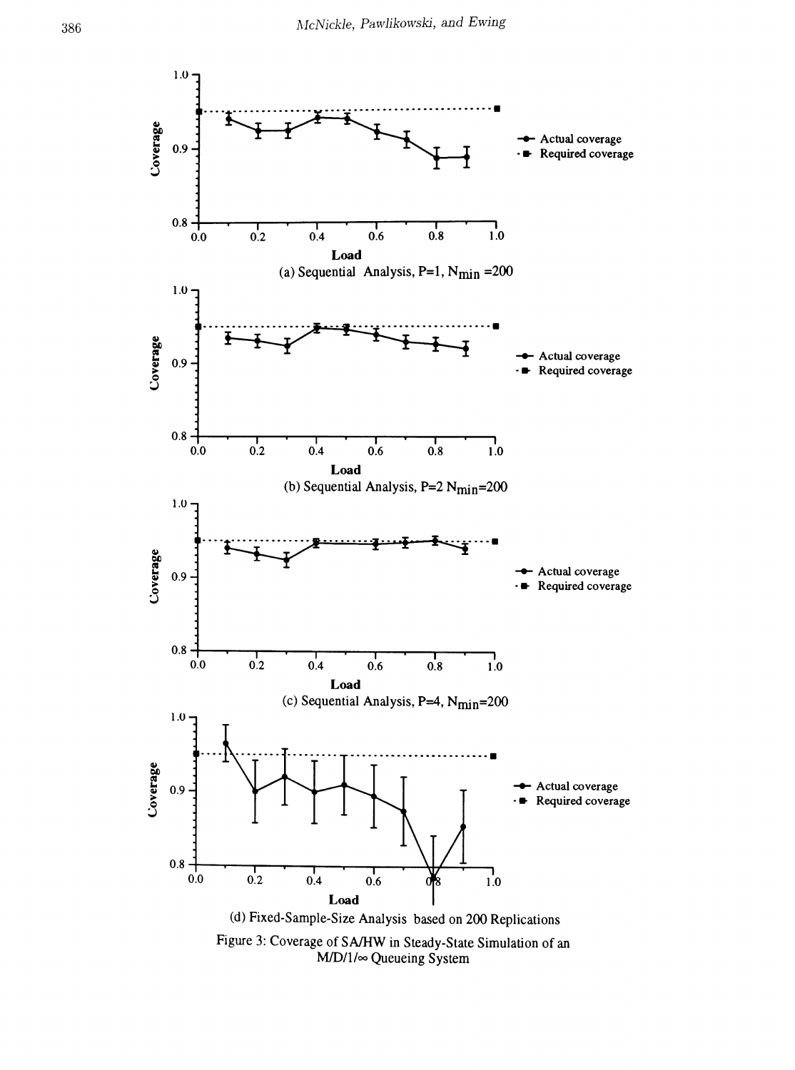1.0

0.9

0.8

Coverage

0.0 0.2 0.4 0.6 0.8 1.0

Load

Actual coverage

Required coverage

(a) Sequential Analysis, P=1, $N_{min}$ =200

1.0

0.9

0.8

Coverage

0.0 0.2 0.4 0.6 0.8 1.0

Load

Actual coverage

Required coverage

(b) Sequential Analysis, P=2 $N_{min}$=200

1.0

0.9

0.8

Coverage

0.0 0.2 0.4 0.6 0.8 1.0

Load

Actual coverage

Required coverage

(c) Sequential Analysis, P=4, $N_{min}$=200

1.0

0.9

0.8

Coverage

0.0 0.2 0.4 0.6 0.8 1.0

Load

Actual coverage

Required coverage

(d) Fixed-Sample-Size Analysis based on 200 Replications

Figure 3: Coverage of SA/HW in Steady-State Simulation of an $M/D/1/\infty$ Queueing System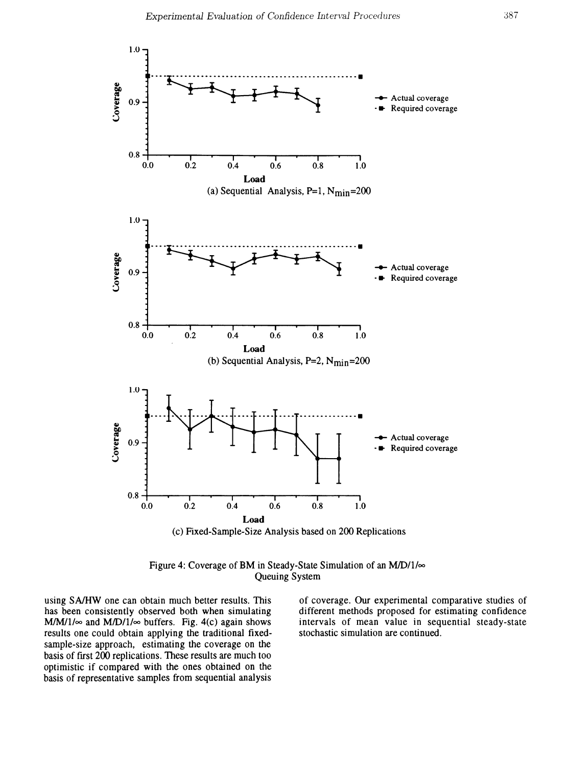1.0

Coverage

0.9

0.8

0.0 0.2 0.4 0.6 0.8 1.0

Load

Actual coverage

Required coverage

(a) Sequential Analysis, P=1, $N_{min}$=200

1.0

Coverage

0.9

0.8

0.0 0.2 0.4 0.6 0.8 1.0

Load

Actual coverage

Required coverage

(b) Sequential Analysis, P=2, $N_{min}$=200

1.0

Coverage

0.9

0.8

0.0 0.2 0.4 0.6 0.8 1.0

Load

Actual coverage

Required coverage

(c) Fixed-Sample-Size Analysis based on 200 Replications

Figure 4: Coverage of BM in Steady-State Simulation of an M/D/1/∞ Queuing System

using SA/HW one can obtain much better results. This has been consistently observed both when simulating M/M/1/∞ and M/D/1/∞ buffers. Fig. 4(c) again shows results one could obtain applying the traditional fixed-sample-size approach, estimating the coverage on the basis of first 200 replications. These results are much too optimistic if compared with the ones obtained on the basis of representative samples from sequential analysis of coverage. Our experimental comparative studies of different methods proposed for estimating confidence intervals of mean value in sequential steady-state stochastic simulation are continued.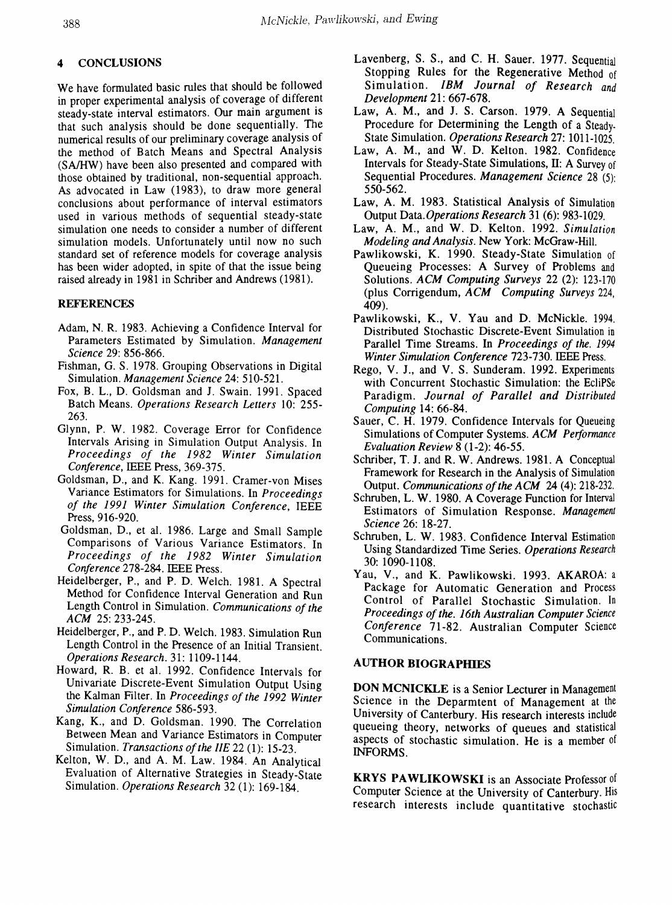## 4 CONCLUSIONS

We have formulated basic rules that should be followed in proper experimental analysis of coverage of different steady-state interval estimators. Our main argument is that such analysis should be done sequentially. The numerical results of our preliminary coverage analysis of the method of Batch Means and Spectral Analysis (SA/HW) have been also presented and compared with those obtained by traditional, non-sequential approach. As advocated in Law (1983), to draw more general conclusions about performance of interval estimators used in various methods of sequential steady-state simulation one needs to consider a number of different simulation models. Unfortunately until now no such standard set of reference models for coverage analysis has been wider adopted, in spite of that the issue being raised already in 1981 in Schriber and Andrews (1981).

## REFERENCES

Adam, N. R. 1983. Achieving a Confidence Interval for Parameters Estimated by Simulation. *Management Science* 29: 856-866.

Fishman, G. S. 1978. Grouping Observations in Digital Simulation. *Management Science* 24: 510-521.

Fox, B. L., D. Goldsman and J. Swain. 1991. Spaced Batch Means. *Operations Research Letters* 10: 255-263.

Glynn, P. W. 1982. Coverage Error for Confidence Intervals Arising in Simulation Output Analysis. In *Proceedings of the 1982 Winter Simulation Conference*, IEEE Press, 369-375.

Goldsman, D., and K. Kang. 1991. Cramer-von Mises Variance Estimators for Simulations. In *Proceedings of the 1991 Winter Simulation Conference*, IEEE Press, 916-920.

Goldsman, D., et al. 1986. Large and Small Sample Comparisons of Various Variance Estimators. In *Proceedings of the 1982 Winter Simulation Conference* 278-284. IEEE Press.

Heidelberger, P., and P. D. Welch. 1981. A Spectral Method for Confidence Interval Generation and Run Length Control in Simulation. *Communications of the ACM* 25: 233-245.

Heidelberger, P., and P. D. Welch. 1983. Simulation Run Length Control in the Presence of an Initial Transient. *Operations Research*. 31: 1109-1144.

Howard, R. B. et al. 1992. Confidence Intervals for Univariate Discrete-Event Simulation Output Using the Kalman Filter. In *Proceedings of the 1992 Winter Simulation Conference* 586-593.

Kang, K., and D. Goldsman. 1990. The Correlation Between Mean and Variance Estimators in Computer Simulation. *Transactions of the IIE* 22 (1): 15-23.

Kelton, W. D., and A. M. Law. 1984. An Analytical Evaluation of Alternative Strategies in Steady-State Simulation. *Operations Research* 32 (1): 169-184.

Lavenberg, S. S., and C. H. Sauer. 1977. Sequential Stopping Rules for the Regenerative Method of Simulation. *IBM Journal of Research and Development* 21: 667-678.

Law, A. M., and J. S. Carson. 1979. A Sequential Procedure for Determining the Length of a Steady-State Simulation. *Operations Research* 27: 1011-1025.

Law, A. M., and W. D. Kelton. 1982. Confidence Intervals for Steady-State Simulations, II: A Survey of Sequential Procedures. *Management Science* 28 (5): 550-562.

Law, A. M. 1983. Statistical Analysis of Simulation Output Data. *Operations Research* 31 (6): 983-1029.

Law, A. M., and W. D. Kelton. 1992. *Simulation Modeling and Analysis*. New York: McGraw-Hill.

Pawlikowski, K. 1990. Steady-State Simulation of Queueing Processes: A Survey of Problems and Solutions. *ACM Computing Surveys* 22 (2): 123-170 (plus Corrigendum, *ACM Computing Surveys* 224, 409).

Pawlikowski, K., V. Yau and D. McNickle. 1994. Distributed Stochastic Discrete-Event Simulation in Parallel Time Streams. In *Proceedings of the. 1994 Winter Simulation Conference* 723-730. IEEE Press.

Rego, V. J., and V. S. Sunderam. 1992. Experiments with Concurrent Stochastic Simulation: the EcliPSe Paradigm. *Journal of Parallel and Distributed Computing* 14: 66-84.

Sauer, C. H. 1979. Confidence Intervals for Queueing Simulations of Computer Systems. *ACM Performance Evaluation Review* 8 (1-2): 46-55.

Schriber, T. J. and R. W. Andrews. 1981. A Conceptual Framework for Research in the Analysis of Simulation Output. *Communications of the ACM* 24 (4): 218-232.

Schruben, L. W. 1980. A Coverage Function for Interval Estimators of Simulation Response. *Management Science* 26: 18-27.

Schruben, L. W. 1983. Confidence Interval Estimation Using Standardized Time Series. *Operations Research* 30: 1090-1108.

Yau, V., and K. Pawlikowski. 1993. AKAROA: a Package for Automatic Generation and Process Control of Parallel Stochastic Simulation. In *Proceedings of the. 16th Australian Computer Science Conference* 71-82. Australian Computer Science Communications.

## AUTHOR BIOGRAPHIES

**DON MCNICKLE** is a Senior Lecturer in Management Science in the Deparmtent of Management at the University of Canterbury. His research interests include queueing theory, networks of queues and statistical aspects of stochastic simulation. He is a member of INFORMS.

**KRYS PAWLIKOWSKI** is an Associate Professor of Computer Science at the University of Canterbury. His research interests include quantitative stochastic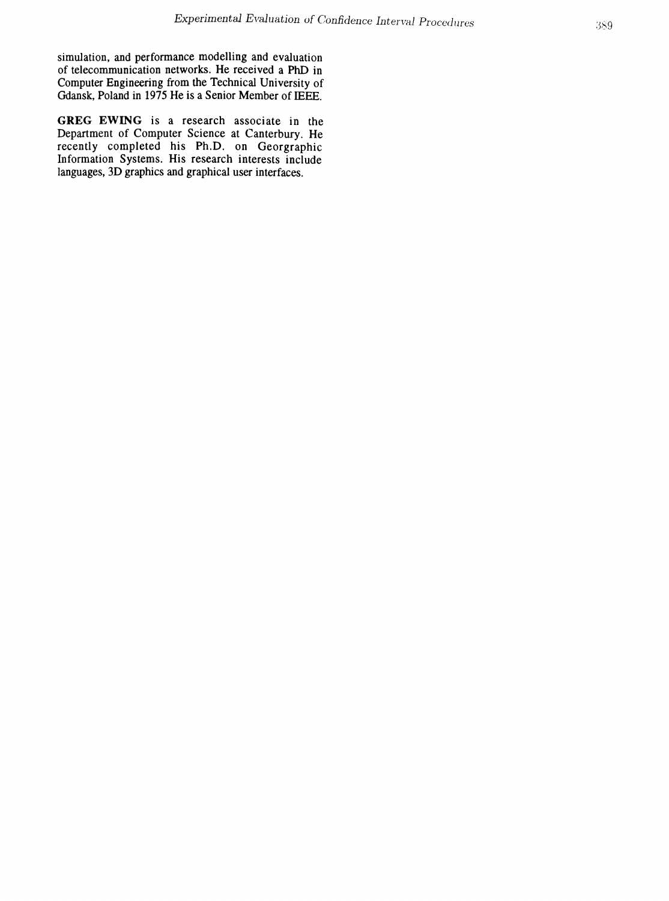simulation, and performance modelling and evaluation of telecommunication networks. He received a PhD in Computer Engineering from the Technical University of Gdansk, Poland in 1975 He is a Senior Member of IEEE.

**GREG EWING** is a research associate in the Department of Computer Science at Canterbury. He recently completed his Ph.D. on Georgraphic Information Systems. His research interests include languages, 3D graphics and graphical user interfaces.